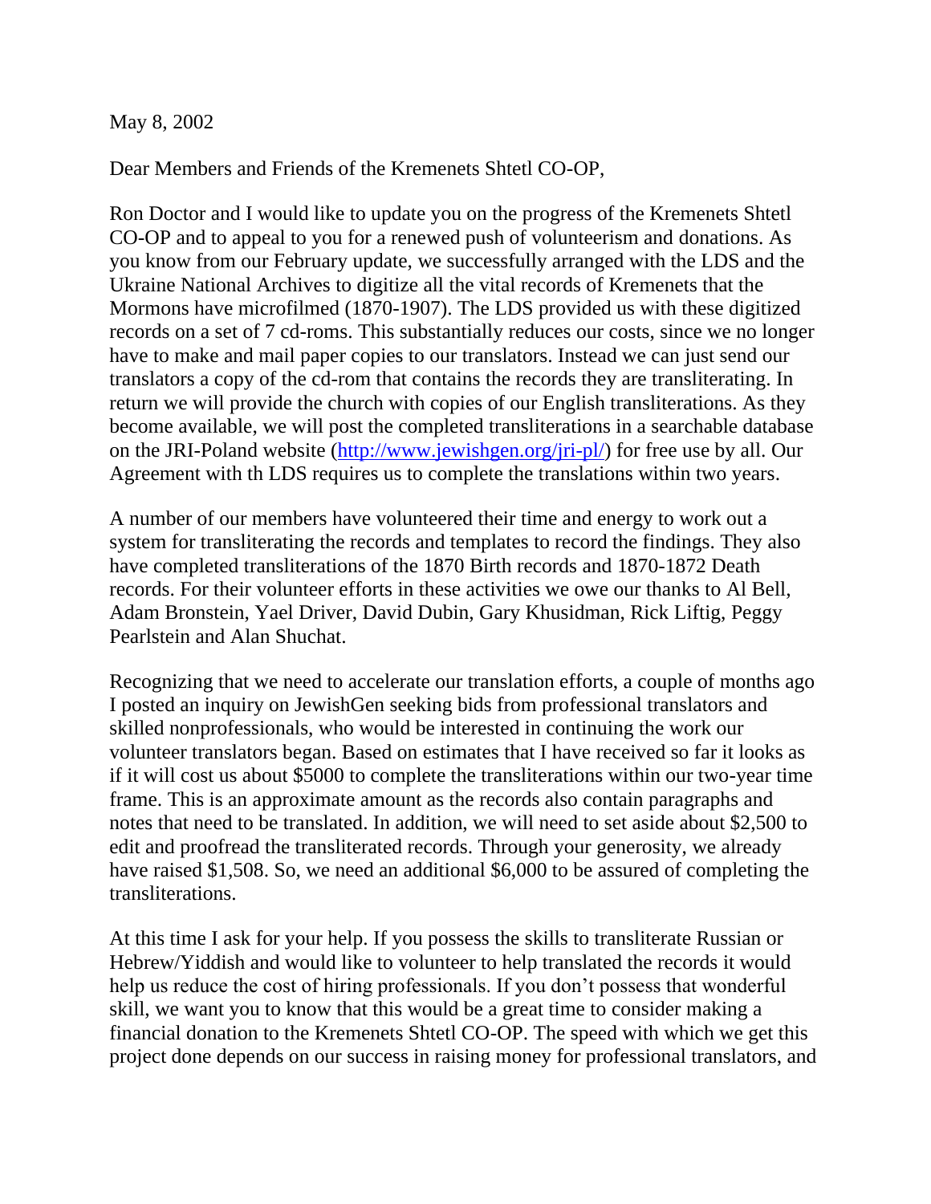May 8, 2002

Dear Members and Friends of the Kremenets Shtetl CO-OP,

Ron Doctor and I would like to update you on the progress of the Kremenets Shtetl CO-OP and to appeal to you for a renewed push of volunteerism and donations. As you know from our February update, we successfully arranged with the LDS and the Ukraine National Archives to digitize all the vital records of Kremenets that the Mormons have microfilmed (1870-1907). The LDS provided us with these digitized records on a set of 7 cd-roms. This substantially reduces our costs, since we no longer have to make and mail paper copies to our translators. Instead we can just send our translators a copy of the cd-rom that contains the records they are transliterating. In return we will provide the church with copies of our English transliterations. As they become available, we will post the completed transliterations in a searchable database on the JRI-Poland website (http://www.jewishgen.org/jri-pl/) for free use by all. Our Agreement with th LDS requires us to complete the translations within two years.

A number of our members have volunteered their time and energy to work out a system for transliterating the records and templates to record the findings. They also have completed transliterations of the 1870 Birth records and 1870-1872 Death records. For their volunteer efforts in these activities we owe our thanks to Al Bell, Adam Bronstein, Yael Driver, David Dubin, Gary Khusidman, Rick Liftig, Peggy Pearlstein and Alan Shuchat.

Recognizing that we need to accelerate our translation efforts, a couple of months ago I posted an inquiry on JewishGen seeking bids from professional translators and skilled nonprofessionals, who would be interested in continuing the work our volunteer translators began. Based on estimates that I have received so far it looks as if it will cost us about $5000 to complete the transliterations within our two-year time frame. This is an approximate amount as the records also contain paragraphs and notes that need to be translated. In addition, we will need to set aside about $2,500 to edit and proofread the transliterated records. Through your generosity, we already have raised $1,508. So, we need an additional $6,000 to be assured of completing the transliterations.

At this time I ask for your help. If you possess the skills to transliterate Russian or Hebrew/Yiddish and would like to volunteer to help translated the records it would help us reduce the cost of hiring professionals. If you don't possess that wonderful skill, we want you to know that this would be a great time to consider making a financial donation to the Kremenets Shtetl CO-OP. The speed with which we get this project done depends on our success in raising money for professional translators, and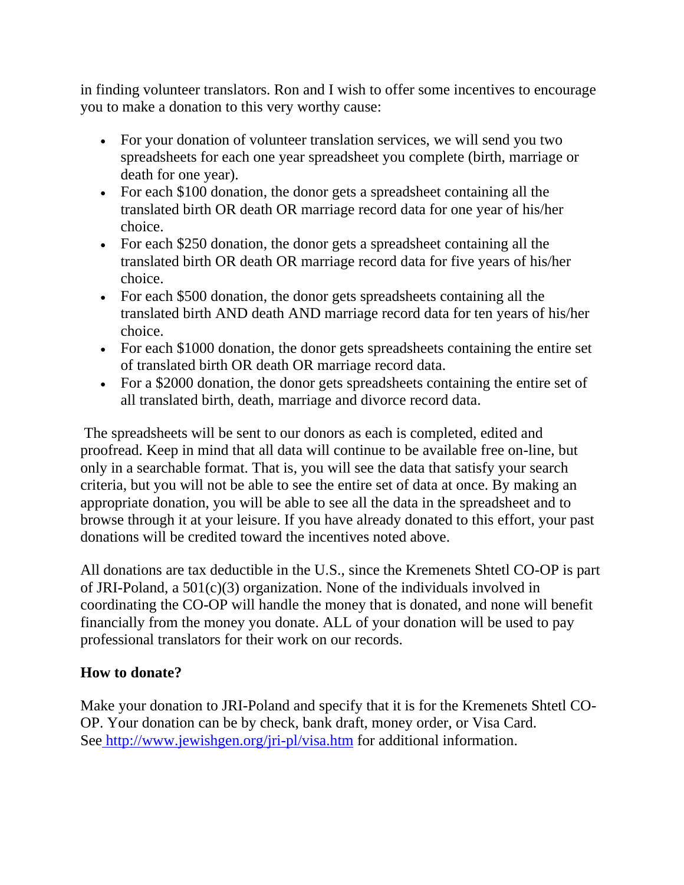in finding volunteer translators. Ron and I wish to offer some incentives to encourage you to make a donation to this very worthy cause:

- For your donation of volunteer translation services, we will send you two spreadsheets for each one year spreadsheet you complete (birth, marriage or death for one year).
- For each $100 donation, the donor gets a spreadsheet containing all the translated birth OR death OR marriage record data for one year of his/her choice.
- For each $250 donation, the donor gets a spreadsheet containing all the translated birth OR death OR marriage record data for five years of his/her choice.
- For each $500 donation, the donor gets spreadsheets containing all the translated birth AND death AND marriage record data for ten years of his/her choice.
- For each $1000 donation, the donor gets spreadsheets containing the entire set of translated birth OR death OR marriage record data.
- For a $2000 donation, the donor gets spreadsheets containing the entire set of all translated birth, death, marriage and divorce record data.

The spreadsheets will be sent to our donors as each is completed, edited and proofread. Keep in mind that all data will continue to be available free on-line, but only in a searchable format. That is, you will see the data that satisfy your search criteria, but you will not be able to see the entire set of data at once. By making an appropriate donation, you will be able to see all the data in the spreadsheet and to browse through it at your leisure. If you have already donated to this effort, your past donations will be credited toward the incentives noted above.

All donations are tax deductible in the U.S., since the Kremenets Shtetl CO-OP is part of JRI-Poland, a 501(c)(3) organization. None of the individuals involved in coordinating the CO-OP will handle the money that is donated, and none will benefit financially from the money you donate. ALL of your donation will be used to pay professional translators for their work on our records.

**How to donate?**

Make your donation to JRI-Poland and specify that it is for the Kremenets Shtetl CO-OP. Your donation can be by check, bank draft, money order, or Visa Card. See http://www.jewishgen.org/jri-pl/visa.htm for additional information.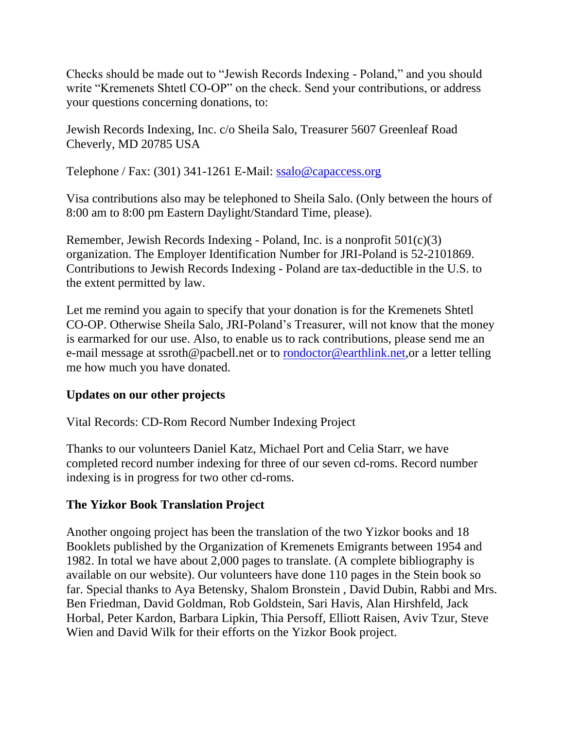Checks should be made out to "Jewish Records Indexing - Poland," and you should write "Kremenets Shtetl CO-OP" on the check. Send your contributions, or address your questions concerning donations, to:

Jewish Records Indexing, Inc. c/o Sheila Salo, Treasurer 5607 Greenleaf Road Cheverly, MD 20785 USA

Telephone / Fax: (301) 341-1261 E-Mail: ssalo@capaccess.org

Visa contributions also may be telephoned to Sheila Salo. (Only between the hours of 8:00 am to 8:00 pm Eastern Daylight/Standard Time, please).

Remember, Jewish Records Indexing - Poland, Inc. is a nonprofit 501(c)(3) organization. The Employer Identification Number for JRI-Poland is 52-2101869. Contributions to Jewish Records Indexing - Poland are tax-deductible in the U.S. to the extent permitted by law.

Let me remind you again to specify that your donation is for the Kremenets Shtetl CO-OP. Otherwise Sheila Salo, JRI-Poland's Treasurer, will not know that the money is earmarked for our use. Also, to enable us to rack contributions, please send me an e-mail message at ssroth@pacbell.net or to rondoctor@earthlink.net,or a letter telling me how much you have donated.

**Updates on our other projects**

Vital Records: CD-Rom Record Number Indexing Project

Thanks to our volunteers Daniel Katz, Michael Port and Celia Starr, we have completed record number indexing for three of our seven cd-roms. Record number indexing is in progress for two other cd-roms.

**The Yizkor Book Translation Project**

Another ongoing project has been the translation of the two Yizkor books and 18 Booklets published by the Organization of Kremenets Emigrants between 1954 and 1982. In total we have about 2,000 pages to translate. (A complete bibliography is available on our website). Our volunteers have done 110 pages in the Stein book so far. Special thanks to Aya Betensky, Shalom Bronstein , David Dubin, Rabbi and Mrs. Ben Friedman, David Goldman, Rob Goldstein, Sari Havis, Alan Hirshfeld, Jack Horbal, Peter Kardon, Barbara Lipkin, Thia Persoff, Elliott Raisen, Aviv Tzur, Steve Wien and David Wilk for their efforts on the Yizkor Book project.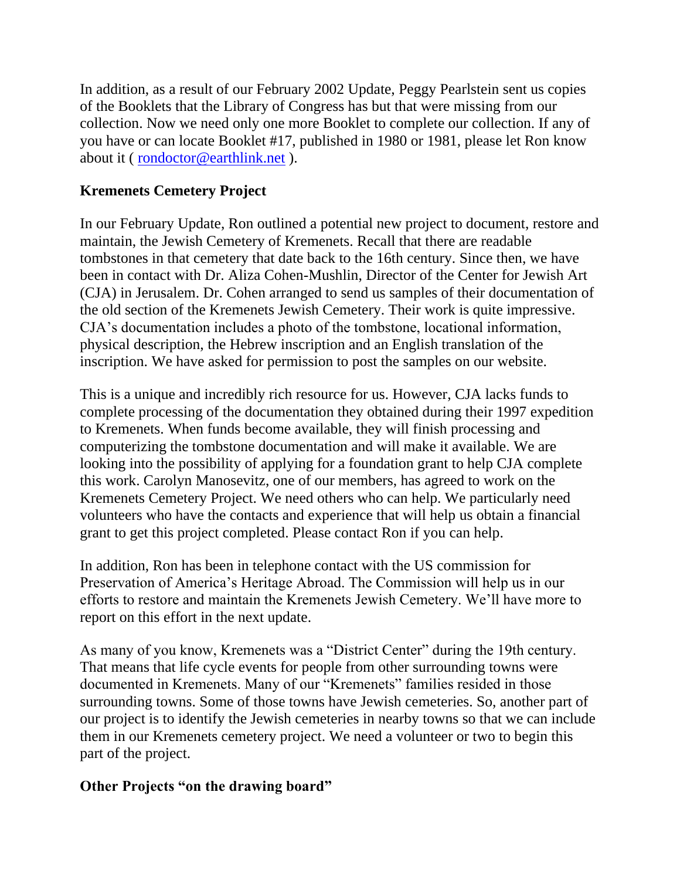In addition, as a result of our February 2002 Update, Peggy Pearlstein sent us copies of the Booklets that the Library of Congress has but that were missing from our collection. Now we need only one more Booklet to complete our collection. If any of you have or can locate Booklet #17, published in 1980 or 1981, please let Ron know about it ( rondoctor@earthlink.net ).

**Kremenets Cemetery Project**

In our February Update, Ron outlined a potential new project to document, restore and maintain, the Jewish Cemetery of Kremenets. Recall that there are readable tombstones in that cemetery that date back to the 16th century. Since then, we have been in contact with Dr. Aliza Cohen-Mushlin, Director of the Center for Jewish Art (CJA) in Jerusalem. Dr. Cohen arranged to send us samples of their documentation of the old section of the Kremenets Jewish Cemetery. Their work is quite impressive. CJA's documentation includes a photo of the tombstone, locational information, physical description, the Hebrew inscription and an English translation of the inscription. We have asked for permission to post the samples on our website.

This is a unique and incredibly rich resource for us. However, CJA lacks funds to complete processing of the documentation they obtained during their 1997 expedition to Kremenets. When funds become available, they will finish processing and computerizing the tombstone documentation and will make it available. We are looking into the possibility of applying for a foundation grant to help CJA complete this work. Carolyn Manosevitz, one of our members, has agreed to work on the Kremenets Cemetery Project. We need others who can help. We particularly need volunteers who have the contacts and experience that will help us obtain a financial grant to get this project completed. Please contact Ron if you can help.

In addition, Ron has been in telephone contact with the US commission for Preservation of America's Heritage Abroad. The Commission will help us in our efforts to restore and maintain the Kremenets Jewish Cemetery. We'll have more to report on this effort in the next update.

As many of you know, Kremenets was a "District Center" during the 19th century. That means that life cycle events for people from other surrounding towns were documented in Kremenets. Many of our "Kremenets" families resided in those surrounding towns. Some of those towns have Jewish cemeteries. So, another part of our project is to identify the Jewish cemeteries in nearby towns so that we can include them in our Kremenets cemetery project. We need a volunteer or two to begin this part of the project.

**Other Projects "on the drawing board"**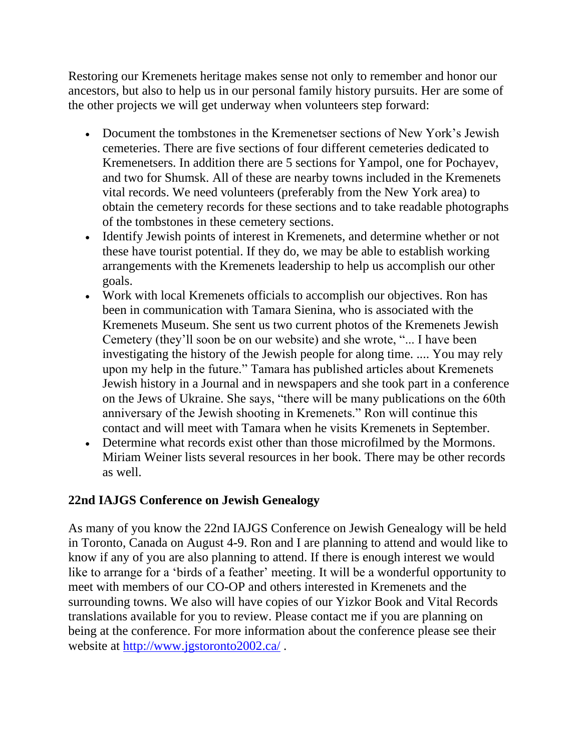Restoring our Kremenets heritage makes sense not only to remember and honor our ancestors, but also to help us in our personal family history pursuits. Her are some of the other projects we will get underway when volunteers step forward:

- Document the tombstones in the Kremenetser sections of New York's Jewish cemeteries. There are five sections of four different cemeteries dedicated to Kremenetsers. In addition there are 5 sections for Yampol, one for Pochayev, and two for Shumsk. All of these are nearby towns included in the Kremenets vital records. We need volunteers (preferably from the New York area) to obtain the cemetery records for these sections and to take readable photographs of the tombstones in these cemetery sections.
- Identify Jewish points of interest in Kremenets, and determine whether or not these have tourist potential. If they do, we may be able to establish working arrangements with the Kremenets leadership to help us accomplish our other goals.
- Work with local Kremenets officials to accomplish our objectives. Ron has been in communication with Tamara Sienina, who is associated with the Kremenets Museum. She sent us two current photos of the Kremenets Jewish Cemetery (they'll soon be on our website) and she wrote, "... I have been investigating the history of the Jewish people for along time. .... You may rely upon my help in the future." Tamara has published articles about Kremenets Jewish history in a Journal and in newspapers and she took part in a conference on the Jews of Ukraine. She says, "there will be many publications on the 60th anniversary of the Jewish shooting in Kremenets." Ron will continue this contact and will meet with Tamara when he visits Kremenets in September.
- Determine what records exist other than those microfilmed by the Mormons. Miriam Weiner lists several resources in her book. There may be other records as well.

## 22nd IAJGS Conference on Jewish Genealogy

As many of you know the 22nd IAJGS Conference on Jewish Genealogy will be held in Toronto, Canada on August 4-9. Ron and I are planning to attend and would like to know if any of you are also planning to attend. If there is enough interest we would like to arrange for a 'birds of a feather' meeting. It will be a wonderful opportunity to meet with members of our CO-OP and others interested in Kremenets and the surrounding towns. We also will have copies of our Yizkor Book and Vital Records translations available for you to review. Please contact me if you are planning on being at the conference. For more information about the conference please see their website at [http://www.jgstoronto2002.ca/](http://www.jgstoronto2002.ca/) .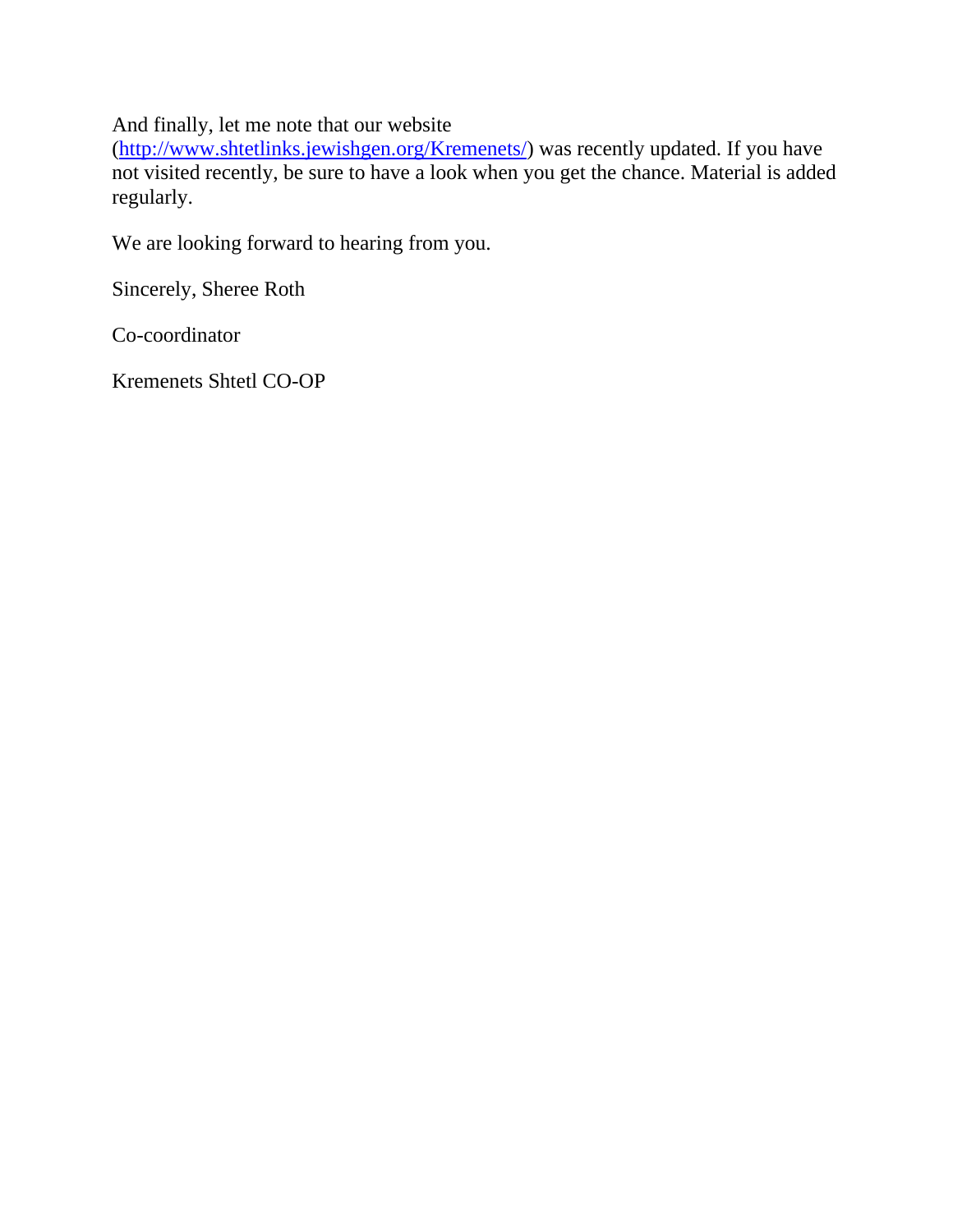And finally, let me note that our website (http://www.shtetlinks.jewishgen.org/Kremenets/) was recently updated. If you have not visited recently, be sure to have a look when you get the chance. Material is added regularly.

We are looking forward to hearing from you.

Sincerely, Sheree Roth

Co-coordinator

Kremenets Shtetl CO-OP